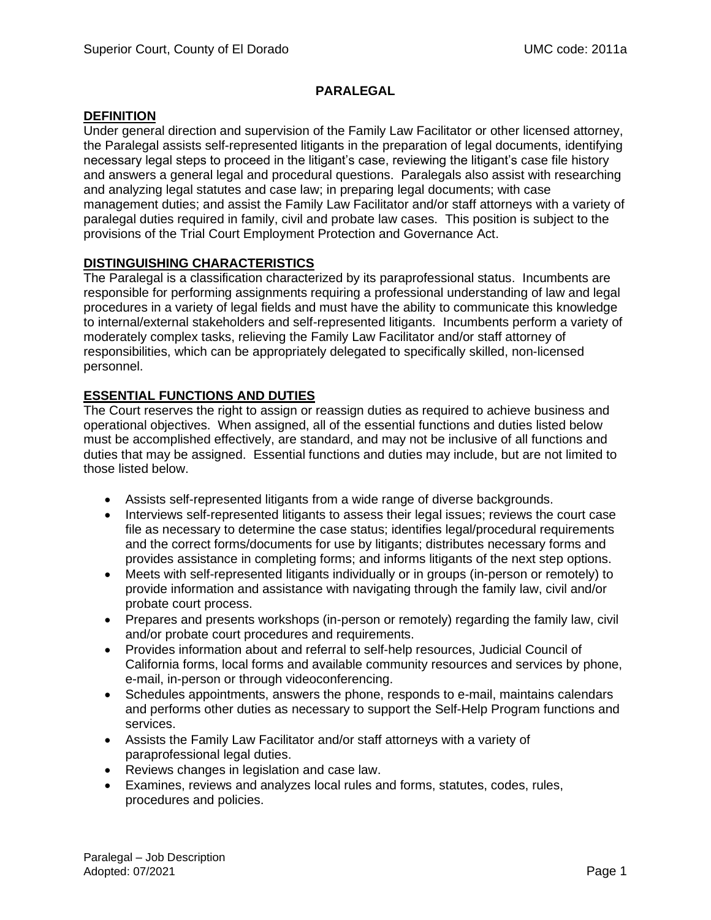# PARALEGAL

## DEFINITION

Under general direction and supervision of the Family Law Facilitator or other licensed attorney, the Paralegal assists self-represented litigants in the preparation of legal documents, identifying necessary legal steps to proceed in the litigant's case, reviewing the litigant's case file history and answers a general legal and procedural questions. Paralegals also assist with researching and analyzing legal statutes and case law; in preparing legal documents; with case management duties; and assist the Family Law Facilitator and/or staff attorneys with a variety of paralegal duties required in family, civil and probate law cases. This position is subject to the provisions of the Trial Court Employment Protection and Governance Act.

## DISTINGUISHING CHARACTERISTICS

The Paralegal is a classification characterized by its paraprofessional status. Incumbents are responsible for performing assignments requiring a professional understanding of law and legal procedures in a variety of legal fields and must have the ability to communicate this knowledge to internal/external stakeholders and self-represented litigants. Incumbents perform a variety of moderately complex tasks, relieving the Family Law Facilitator and/or staff attorney of responsibilities, which can be appropriately delegated to specifically skilled, non-licensed personnel.

## ESSENTIAL FUNCTIONS AND DUTIES

The Court reserves the right to assign or reassign duties as required to achieve business and operational objectives. When assigned, all of the essential functions and duties listed below must be accomplished effectively, are standard, and may not be inclusive of all functions and duties that may be assigned. Essential functions and duties may include, but are not limited to those listed below.

- Assists self-represented litigants from a wide range of diverse backgrounds.
- Interviews self-represented litigants to assess their legal issues; reviews the court case file as necessary to determine the case status; identifies legal/procedural requirements and the correct forms/documents for use by litigants; distributes necessary forms and provides assistance in completing forms; and informs litigants of the next step options.
- Meets with self-represented litigants individually or in groups (in-person or remotely) to provide information and assistance with navigating through the family law, civil and/or probate court process.
- Prepares and presents workshops (in-person or remotely) regarding the family law, civil and/or probate court procedures and requirements.
- Provides information about and referral to self-help resources, Judicial Council of California forms, local forms and available community resources and services by phone, e-mail, in-person or through videoconferencing.
- Schedules appointments, answers the phone, responds to e-mail, maintains calendars and performs other duties as necessary to support the Self-Help Program functions and services.
- Assists the Family Law Facilitator and/or staff attorneys with a variety of paraprofessional legal duties.
- Reviews changes in legislation and case law.
- Examines, reviews and analyzes local rules and forms, statutes, codes, rules, procedures and policies.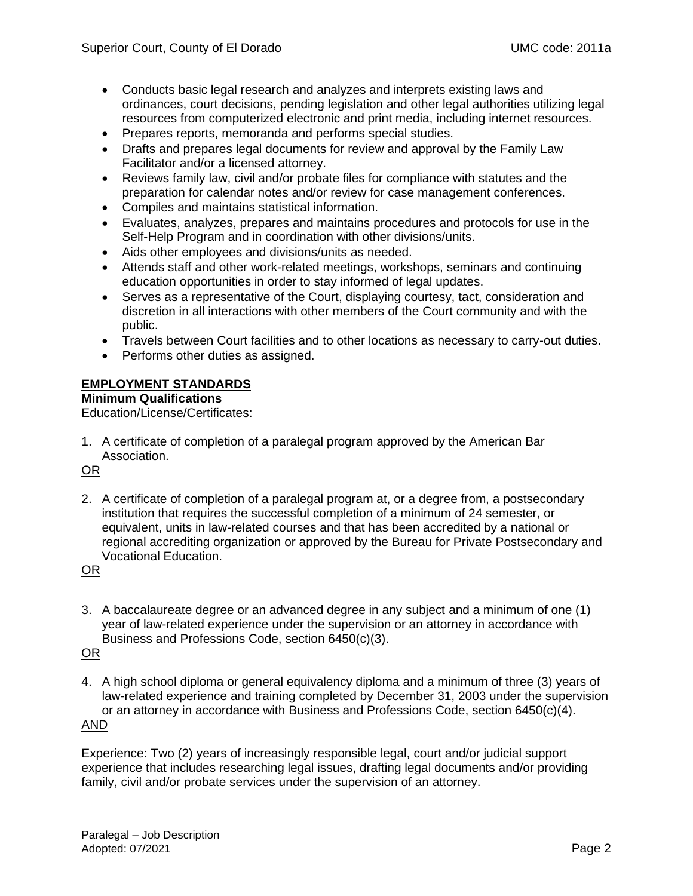- Conducts basic legal research and analyzes and interprets existing laws and ordinances, court decisions, pending legislation and other legal authorities utilizing legal resources from computerized electronic and print media, including internet resources.
- Prepares reports, memoranda and performs special studies.
- Drafts and prepares legal documents for review and approval by the Family Law Facilitator and/or a licensed attorney.
- Reviews family law, civil and/or probate files for compliance with statutes and the preparation for calendar notes and/or review for case management conferences.
- Compiles and maintains statistical information.
- Evaluates, analyzes, prepares and maintains procedures and protocols for use in the Self-Help Program and in coordination with other divisions/units.
- Aids other employees and divisions/units as needed.
- Attends staff and other work-related meetings, workshops, seminars and continuing education opportunities in order to stay informed of legal updates.
- Serves as a representative of the Court, displaying courtesy, tact, consideration and discretion in all interactions with other members of the Court community and with the public.
- Travels between Court facilities and to other locations as necessary to carry-out duties.
- Performs other duties as assigned.

## EMPLOYMENT STANDARDS

**Minimum Qualifications**

Education/License/Certificates:

1. A certificate of completion of a paralegal program approved by the American Bar Association.

OR

2. A certificate of completion of a paralegal program at, or a degree from, a postsecondary institution that requires the successful completion of a minimum of 24 semester, or equivalent, units in law-related courses and that has been accredited by a national or regional accrediting organization or approved by the Bureau for Private Postsecondary and Vocational Education.

OR

3. A baccalaureate degree or an advanced degree in any subject and a minimum of one (1) year of law-related experience under the supervision or an attorney in accordance with Business and Professions Code, section 6450(c)(3).

OR

4. A high school diploma or general equivalency diploma and a minimum of three (3) years of law-related experience and training completed by December 31, 2003 under the supervision or an attorney in accordance with Business and Professions Code, section 6450(c)(4).

AND

Experience: Two (2) years of increasingly responsible legal, court and/or judicial support experience that includes researching legal issues, drafting legal documents and/or providing family, civil and/or probate services under the supervision of an attorney.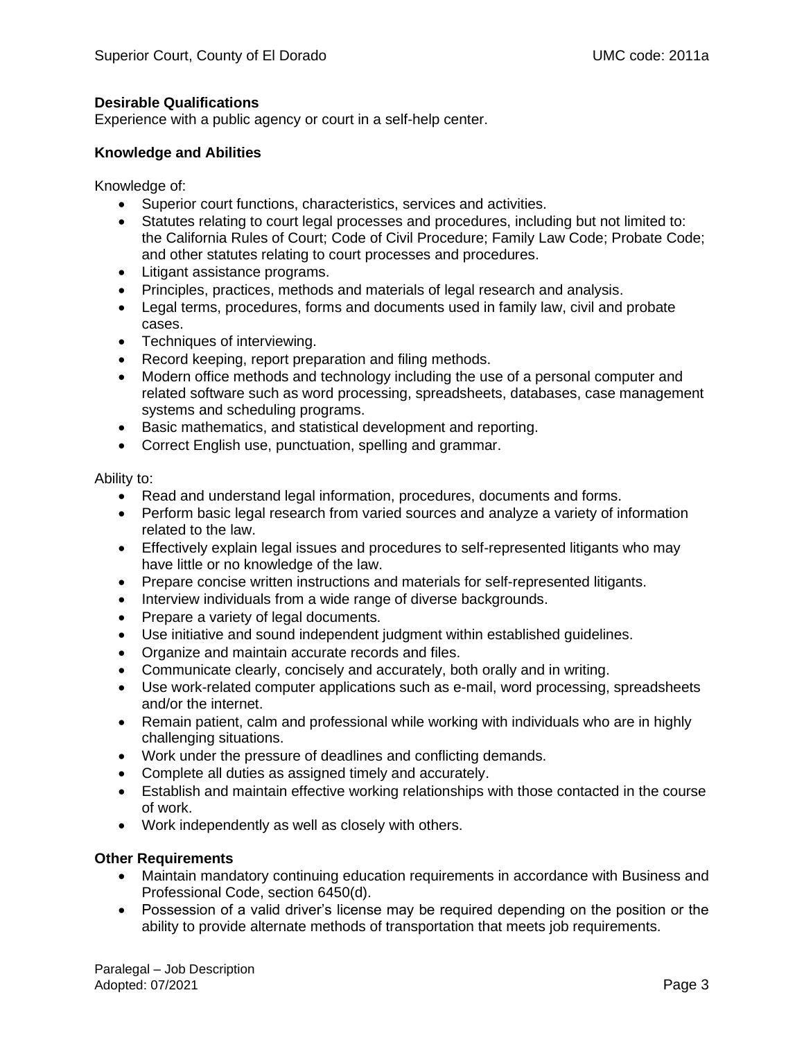**Desirable Qualifications**

Experience with a public agency or court in a self-help center.

**Knowledge and Abilities**

Knowledge of:

- Superior court functions, characteristics, services and activities.
- Statutes relating to court legal processes and procedures, including but not limited to: the California Rules of Court; Code of Civil Procedure; Family Law Code; Probate Code; and other statutes relating to court processes and procedures.
- Litigant assistance programs.
- Principles, practices, methods and materials of legal research and analysis.
- Legal terms, procedures, forms and documents used in family law, civil and probate cases.
- Techniques of interviewing.
- Record keeping, report preparation and filing methods.
- Modern office methods and technology including the use of a personal computer and related software such as word processing, spreadsheets, databases, case management systems and scheduling programs.
- Basic mathematics, and statistical development and reporting.
- Correct English use, punctuation, spelling and grammar.

Ability to:

- Read and understand legal information, procedures, documents and forms.
- Perform basic legal research from varied sources and analyze a variety of information related to the law.
- Effectively explain legal issues and procedures to self-represented litigants who may have little or no knowledge of the law.
- Prepare concise written instructions and materials for self-represented litigants.
- Interview individuals from a wide range of diverse backgrounds.
- Prepare a variety of legal documents.
- Use initiative and sound independent judgment within established guidelines.
- Organize and maintain accurate records and files.
- Communicate clearly, concisely and accurately, both orally and in writing.
- Use work-related computer applications such as e-mail, word processing, spreadsheets and/or the internet.
- Remain patient, calm and professional while working with individuals who are in highly challenging situations.
- Work under the pressure of deadlines and conflicting demands.
- Complete all duties as assigned timely and accurately.
- Establish and maintain effective working relationships with those contacted in the course of work.
- Work independently as well as closely with others.

**Other Requirements**

- Maintain mandatory continuing education requirements in accordance with Business and Professional Code, section 6450(d).
- Possession of a valid driver's license may be required depending on the position or the ability to provide alternate methods of transportation that meets job requirements.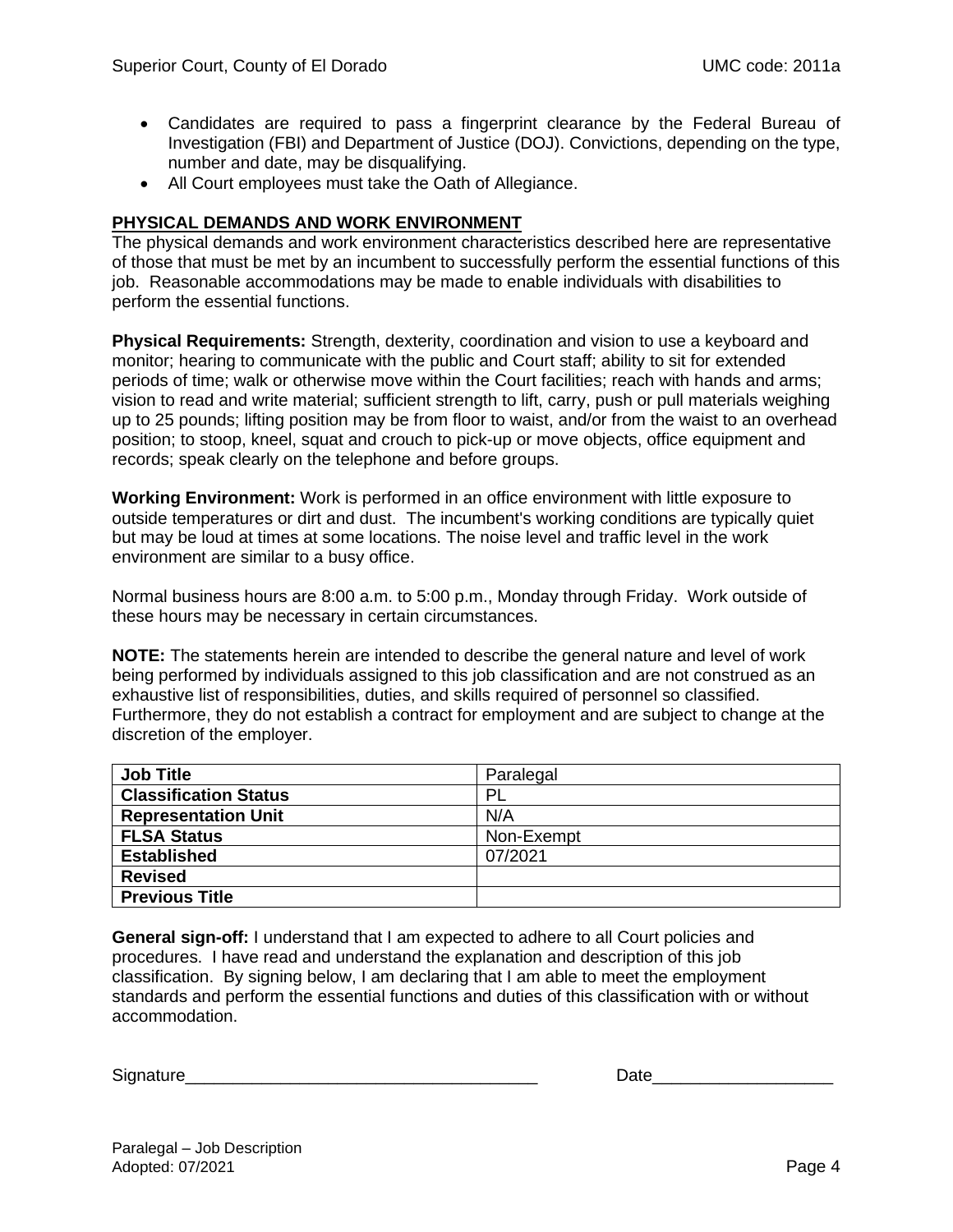- Candidates are required to pass a fingerprint clearance by the Federal Bureau of Investigation (FBI) and Department of Justice (DOJ). Convictions, depending on the type, number and date, may be disqualifying.
- All Court employees must take the Oath of Allegiance.

## PHYSICAL DEMANDS AND WORK ENVIRONMENT

The physical demands and work environment characteristics described here are representative of those that must be met by an incumbent to successfully perform the essential functions of this job. Reasonable accommodations may be made to enable individuals with disabilities to perform the essential functions.

**Physical Requirements:** Strength, dexterity, coordination and vision to use a keyboard and monitor; hearing to communicate with the public and Court staff; ability to sit for extended periods of time; walk or otherwise move within the Court facilities; reach with hands and arms; vision to read and write material; sufficient strength to lift, carry, push or pull materials weighing up to 25 pounds; lifting position may be from floor to waist, and/or from the waist to an overhead position; to stoop, kneel, squat and crouch to pick-up or move objects, office equipment and records; speak clearly on the telephone and before groups.

**Working Environment:** Work is performed in an office environment with little exposure to outside temperatures or dirt and dust. The incumbent's working conditions are typically quiet but may be loud at times at some locations. The noise level and traffic level in the work environment are similar to a busy office.

Normal business hours are 8:00 a.m. to 5:00 p.m., Monday through Friday. Work outside of these hours may be necessary in certain circumstances.

**NOTE:** The statements herein are intended to describe the general nature and level of work being performed by individuals assigned to this job classification and are not construed as an exhaustive list of responsibilities, duties, and skills required of personnel so classified. Furthermore, they do not establish a contract for employment and are subject to change at the discretion of the employer.

| | |
|---|---|
| **Job Title** | Paralegal |
| **Classification Status** | PL |
| **Representation Unit** | N/A |
| **FLSA Status** | Non-Exempt |
| **Established** | 07/2021 |
| **Revised** | |
| **Previous Title** | |

**General sign-off:** I understand that I am expected to adhere to all Court policies and procedures. I have read and understand the explanation and description of this job classification. By signing below, I am declaring that I am able to meet the employment standards and perform the essential functions and duties of this classification with or without accommodation.

Signature_____________________________________ Date___________________